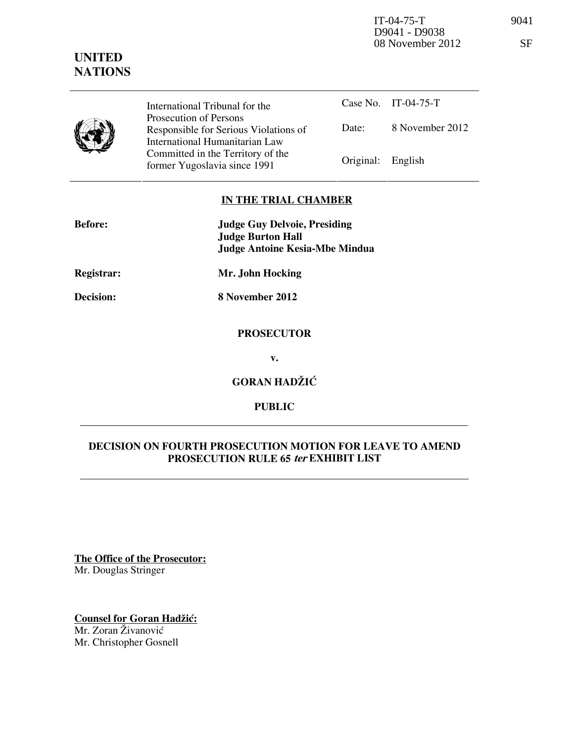IT-04-75-T 9041
D9041 - D9038
08 November 2012 SF

**UNITED NATIONS**

| | International Tribunal for the Prosecution of Persons Responsible for Serious Violations of International Humanitarian Law Committed in the Territory of the former Yugoslavia since 1991 | Case No. | IT-04-75-T |
|---|---|---|---|
| | | Date: | 8 November 2012 |
| | | Original: | English |

## IN THE TRIAL CHAMBER

| | |
|---|---|
| **Before:** | **Judge Guy Delvoie, Presiding** |
| | **Judge Burton Hall** |
| | **Judge Antoine Kesia-Mbe Mindua** |
| **Registrar:** | **Mr. John Hocking** |
| **Decision:** | **8 November 2012** |

**PROSECUTOR**

**v.**

**GORAN HADŽIĆ**

**PUBLIC**

## DECISION ON FOURTH PROSECUTION MOTION FOR LEAVE TO AMEND PROSECUTION RULE 65 *ter* EXHIBIT LIST

**The Office of the Prosecutor:**
Mr. Douglas Stringer

**Counsel for Goran Hadžić:**
Mr. Zoran Živanović
Mr. Christopher Gosnell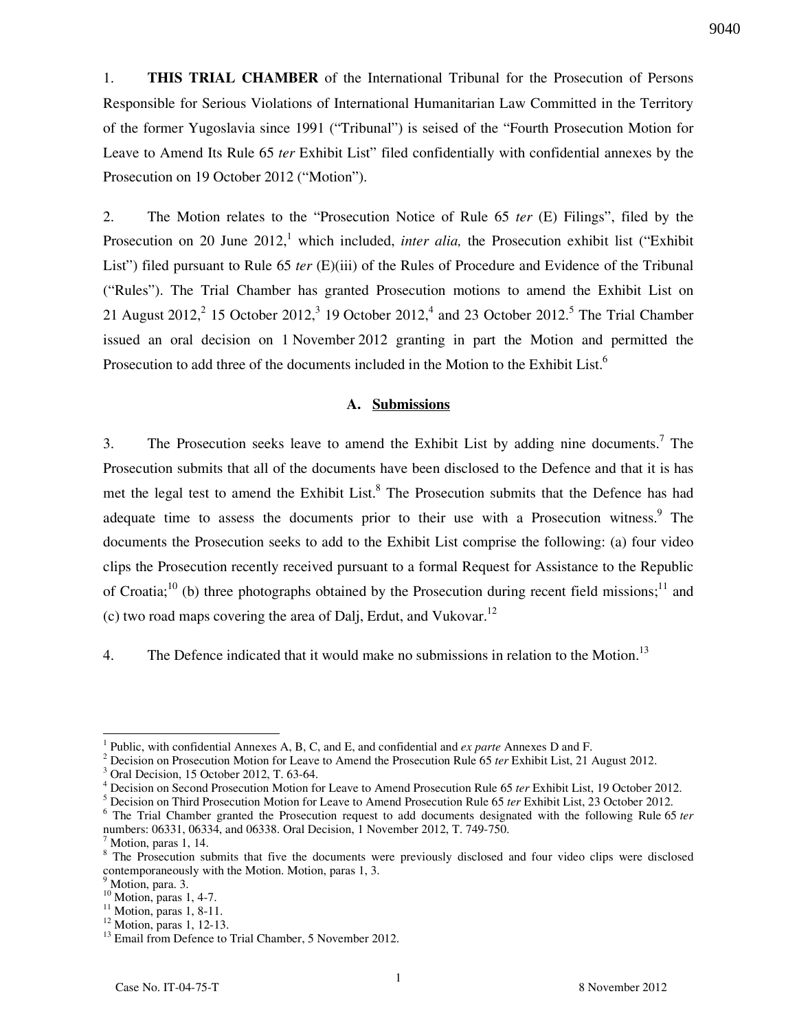1. **THIS TRIAL CHAMBER** of the International Tribunal for the Prosecution of Persons Responsible for Serious Violations of International Humanitarian Law Committed in the Territory of the former Yugoslavia since 1991 ("Tribunal") is seised of the "Fourth Prosecution Motion for Leave to Amend Its Rule 65 *ter* Exhibit List" filed confidentially with confidential annexes by the Prosecution on 19 October 2012 ("Motion").

2. The Motion relates to the "Prosecution Notice of Rule 65 *ter* (E) Filings", filed by the Prosecution on 20 June 2012,[1] which included, *inter alia,* the Prosecution exhibit list ("Exhibit List") filed pursuant to Rule 65 *ter* (E)(iii) of the Rules of Procedure and Evidence of the Tribunal ("Rules"). The Trial Chamber has granted Prosecution motions to amend the Exhibit List on 21 August 2012,[2] 15 October 2012,[3] 19 October 2012,[4] and 23 October 2012.[5] The Trial Chamber issued an oral decision on 1 November 2012 granting in part the Motion and permitted the Prosecution to add three of the documents included in the Motion to the Exhibit List.[6]

### A. Submissions

3. The Prosecution seeks leave to amend the Exhibit List by adding nine documents.[7] The Prosecution submits that all of the documents have been disclosed to the Defence and that it is has met the legal test to amend the Exhibit List.[8] The Prosecution submits that the Defence has had adequate time to assess the documents prior to their use with a Prosecution witness.[9] The documents the Prosecution seeks to add to the Exhibit List comprise the following: (a) four video clips the Prosecution recently received pursuant to a formal Request for Assistance to the Republic of Croatia;[10] (b) three photographs obtained by the Prosecution during recent field missions;[11] and (c) two road maps covering the area of Dalj, Erdut, and Vukovar.[12]

4. The Defence indicated that it would make no submissions in relation to the Motion.[13]

---

[1] Public, with confidential Annexes A, B, C, and E, and confidential and *ex parte* Annexes D and F.

[2] Decision on Prosecution Motion for Leave to Amend the Prosecution Rule 65 *ter* Exhibit List, 21 August 2012.

[3] Oral Decision, 15 October 2012, T. 63-64.

[4] Decision on Second Prosecution Motion for Leave to Amend Prosecution Rule 65 *ter* Exhibit List, 19 October 2012.

[5] Decision on Third Prosecution Motion for Leave to Amend Prosecution Rule 65 *ter* Exhibit List, 23 October 2012.

[6] The Trial Chamber granted the Prosecution request to add documents designated with the following Rule 65 *ter* numbers: 06331, 06334, and 06338. Oral Decision, 1 November 2012, T. 749-750.

[7] Motion, paras 1, 14.

[8] The Prosecution submits that five the documents were previously disclosed and four video clips were disclosed contemporaneously with the Motion. Motion, paras 1, 3.

[9] Motion, para. 3.

[10] Motion, paras 1, 4-7.

[11] Motion, paras 1, 8-11.

[12] Motion, paras 1, 12-13.

[13] Email from Defence to Trial Chamber, 5 November 2012.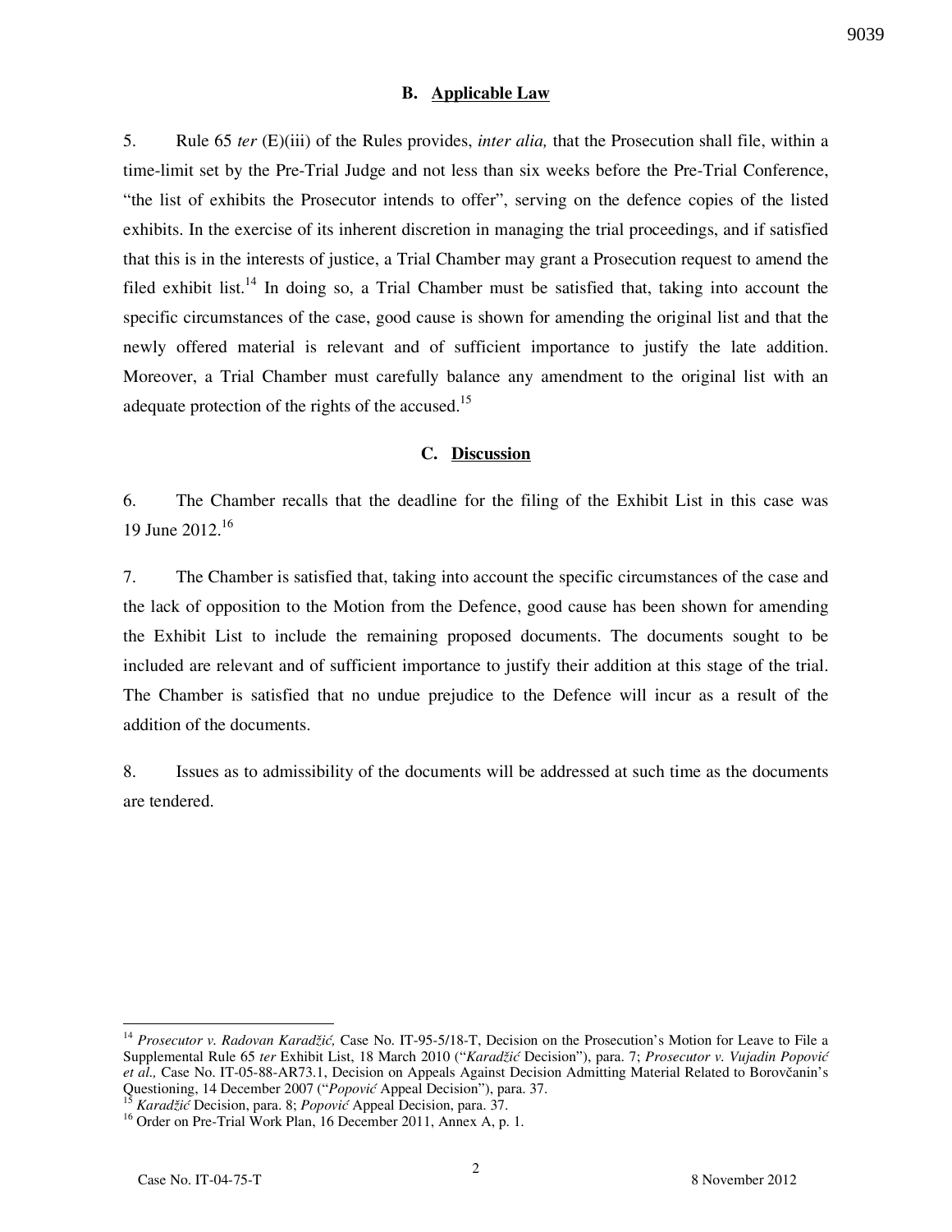### B. Applicable Law

5. Rule 65 *ter* (E)(iii) of the Rules provides, *inter alia,* that the Prosecution shall file, within a time-limit set by the Pre-Trial Judge and not less than six weeks before the Pre-Trial Conference, "the list of exhibits the Prosecutor intends to offer", serving on the defence copies of the listed exhibits. In the exercise of its inherent discretion in managing the trial proceedings, and if satisfied that this is in the interests of justice, a Trial Chamber may grant a Prosecution request to amend the filed exhibit list.[14] In doing so, a Trial Chamber must be satisfied that, taking into account the specific circumstances of the case, good cause is shown for amending the original list and that the newly offered material is relevant and of sufficient importance to justify the late addition. Moreover, a Trial Chamber must carefully balance any amendment to the original list with an adequate protection of the rights of the accused.[15]

### C. Discussion

6. The Chamber recalls that the deadline for the filing of the Exhibit List in this case was 19 June 2012.[16]

7. The Chamber is satisfied that, taking into account the specific circumstances of the case and the lack of opposition to the Motion from the Defence, good cause has been shown for amending the Exhibit List to include the remaining proposed documents. The documents sought to be included are relevant and of sufficient importance to justify their addition at this stage of the trial. The Chamber is satisfied that no undue prejudice to the Defence will incur as a result of the addition of the documents.

8. Issues as to admissibility of the documents will be addressed at such time as the documents are tendered.

---

[14] *Prosecutor v. Radovan Karadžić,* Case No. IT-95-5/18-T, Decision on the Prosecution's Motion for Leave to File a Supplemental Rule 65 *ter* Exhibit List, 18 March 2010 ("*Karadžić* Decision"), para. 7; *Prosecutor v. Vujadin Popović et al.,* Case No. IT-05-88-AR73.1, Decision on Appeals Against Decision Admitting Material Related to Borovčanin's Questioning, 14 December 2007 ("*Popović* Appeal Decision"), para. 37.

[15] *Karadžić* Decision, para. 8; *Popović* Appeal Decision, para. 37.

[16] Order on Pre-Trial Work Plan, 16 December 2011, Annex A, p. 1.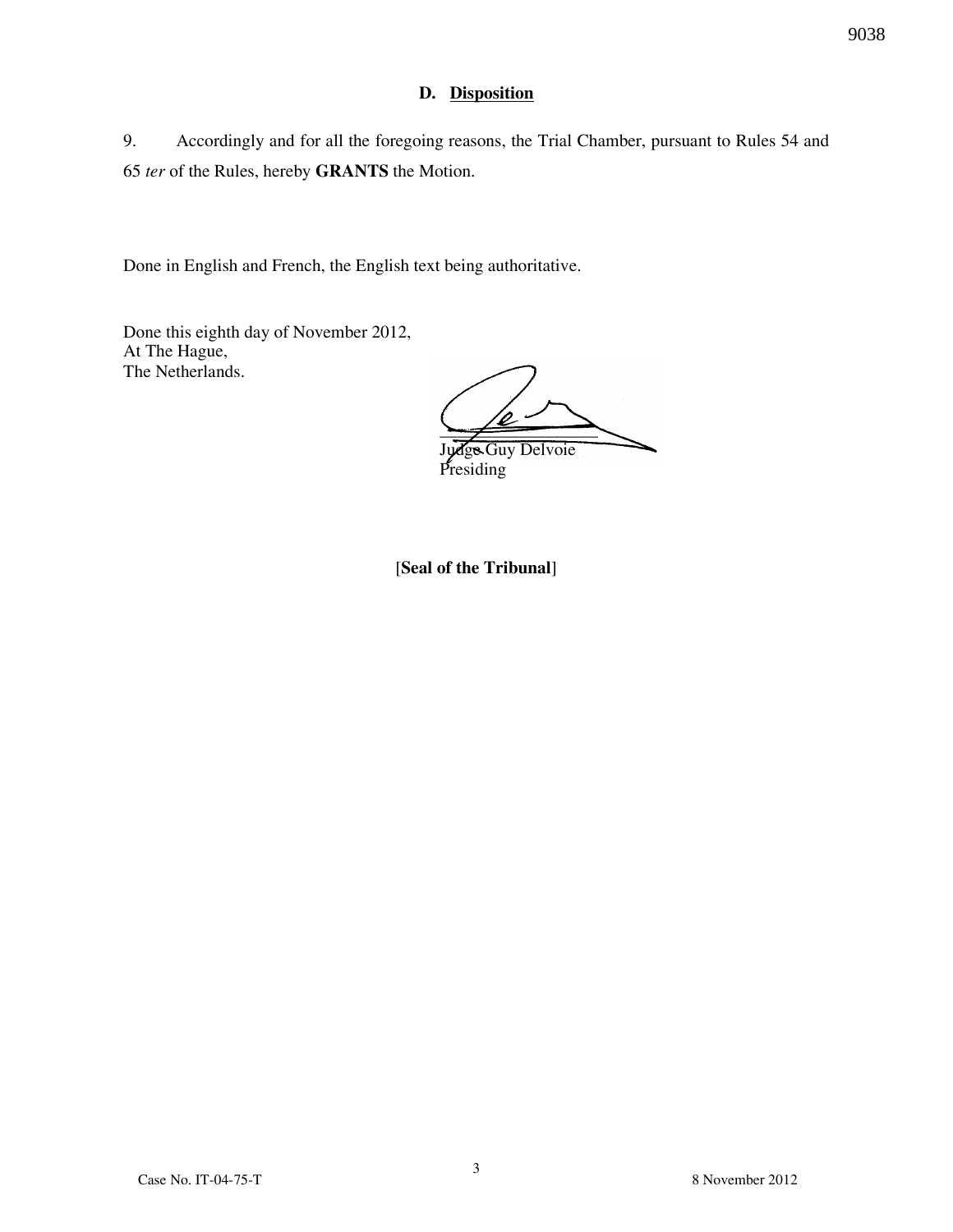### D. Disposition

9. Accordingly and for all the foregoing reasons, the Trial Chamber, pursuant to Rules 54 and 65 *ter* of the Rules, hereby **GRANTS** the Motion.

Done in English and French, the English text being authoritative.

Done this eighth day of November 2012,
At The Hague,
The Netherlands.

Judge Guy Delvoie
Presiding

[**Seal of the Tribunal**]

Case No. IT-04-75-T 8 November 2012